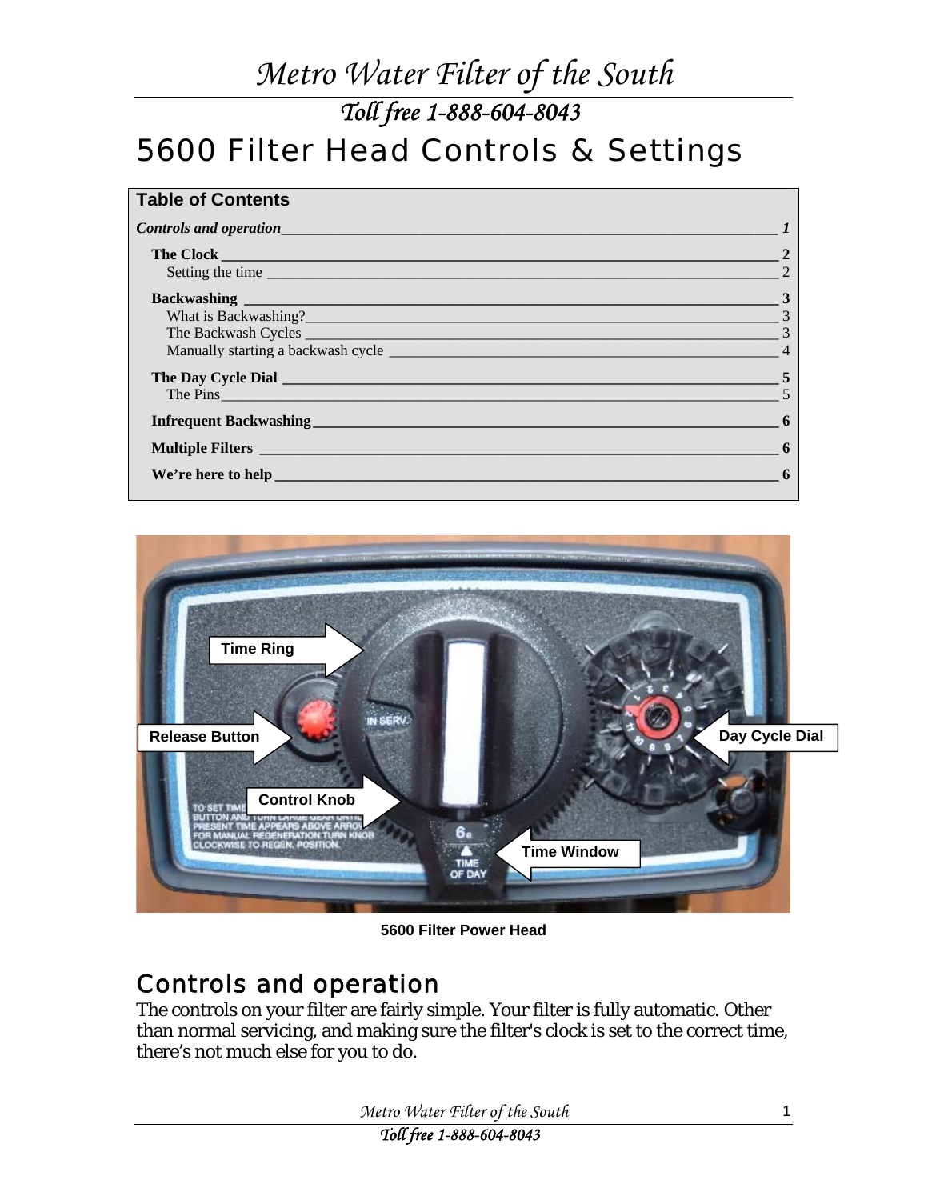# 5600 Filter Head Controls & Settings

**Table of Contents**

*Controls and operation* — *1*

**The Clock** — **2**
- Setting the time — 2

**Backwashing** — **3**
- What is Backwashing? — 3
- The Backwash Cycles — 3
- Manually starting a backwash cycle — 4

**The Day Cycle Dial** — **5**
- The Pins — 5

**Infrequent Backwashing** — **6**

**Multiple Filters** — **6**

**We're here to help** — **6**

**5600 Filter Power Head**

## Controls and operation

The controls on your filter are fairly simple. Your filter is fully automatic. Other than normal servicing, and making sure the filter's clock is set to the correct time, there's not much else for you to do.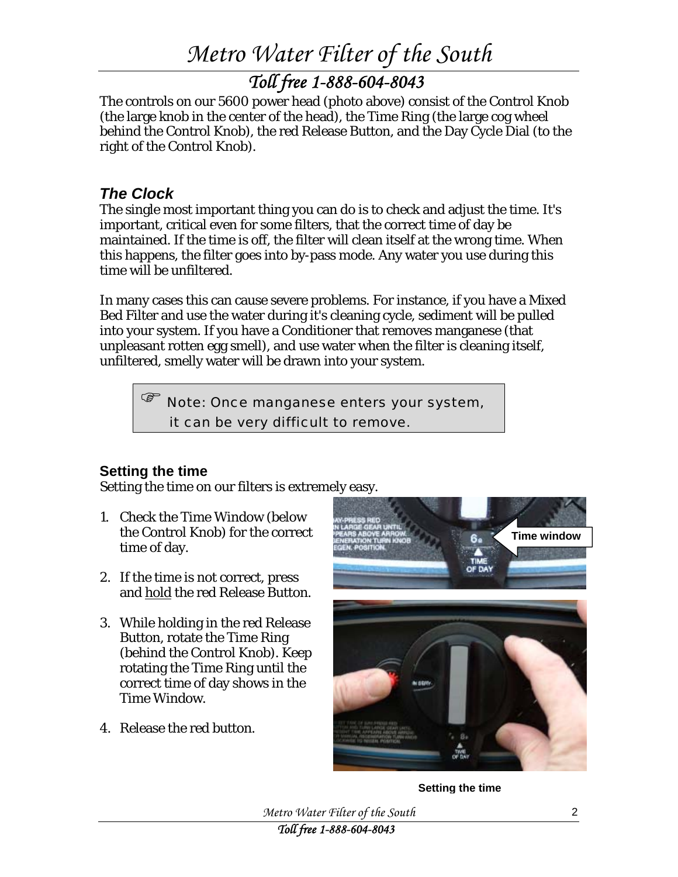The controls on our 5600 power head (photo above) consist of the Control Knob (the large knob in the center of the head), the Time Ring (the large cog wheel behind the Control Knob), the red Release Button, and the Day Cycle Dial (to the right of the Control Knob).

## *The Clock*

The single most important thing you can do is to check and adjust the time. It's important, critical even for some filters, that the correct time of day be maintained. If the time is off, the filter will clean itself at the wrong time. When this happens, the filter goes into by-pass mode. Any water you use during this time will be unfiltered.

In many cases this can cause severe problems. For instance, if you have a Mixed Bed Filter and use the water during it's cleaning cycle, sediment will be pulled into your system. If you have a Conditioner that removes manganese (that unpleasant rotten egg smell), and use water when the filter is cleaning itself, unfiltered, smelly water will be drawn into your system.

> ☞ Note: Once manganese enters your system, it can be very difficult to remove.

### Setting the time

Setting the time on our filters is extremely easy.

1. Check the Time Window (below the Control Knob) for the correct time of day.
2. If the time is not correct, press and hold the red Release Button.
3. While holding in the red Release Button, rotate the Time Ring (behind the Control Knob). Keep rotating the Time Ring until the correct time of day shows in the Time Window.
4. Release the red button.

Time window

**Setting the time**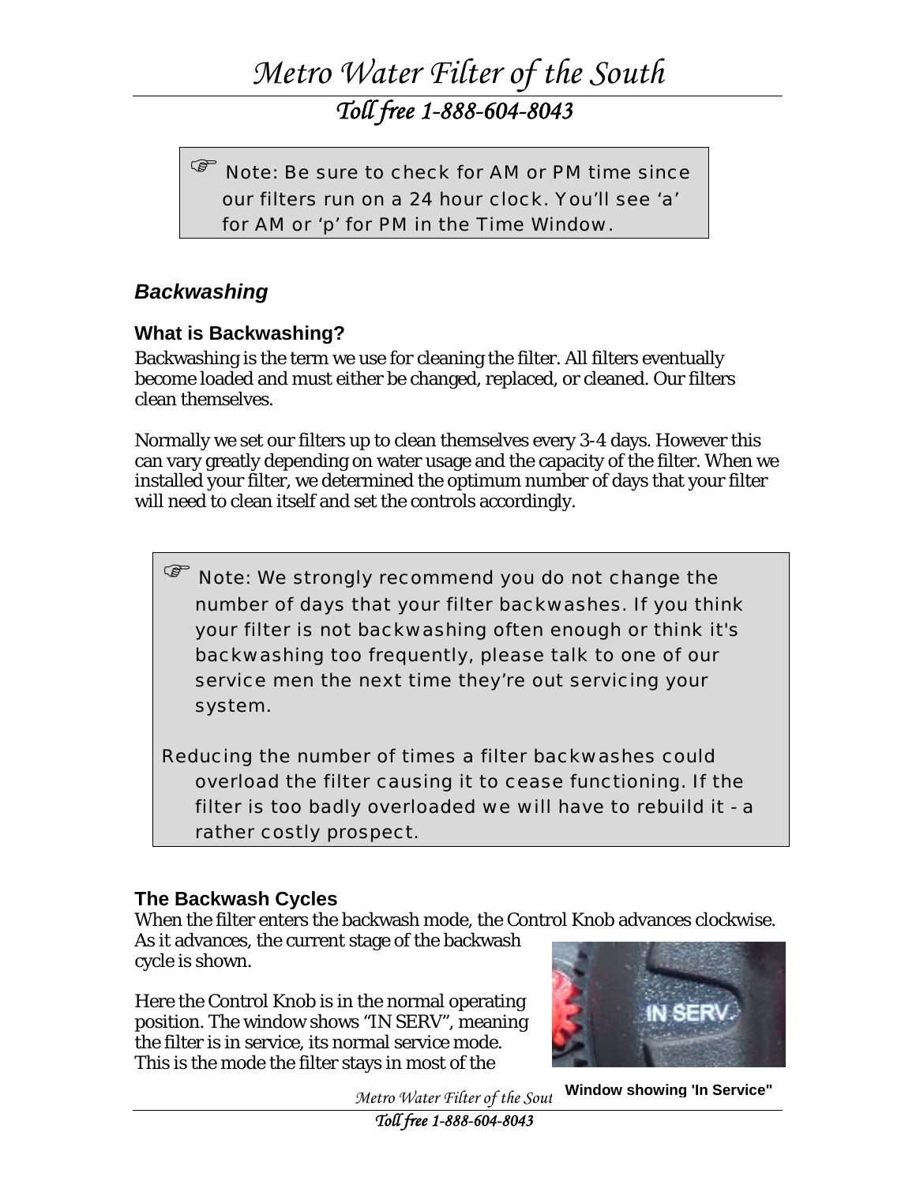☞ Note: Be sure to check for AM or PM time since our filters run on a 24 hour clock. You'll see 'a' for AM or 'p' for PM in the Time Window.

## *Backwashing*

### What is Backwashing?

Backwashing is the term we use for cleaning the filter. All filters eventually become loaded and must either be changed, replaced, or cleaned. Our filters clean themselves.

Normally we set our filters up to clean themselves every 3-4 days. However this can vary greatly depending on water usage and the capacity of the filter. When we installed your filter, we determined the optimum number of days that your filter will need to clean itself and set the controls accordingly.

> ☞ Note: We strongly recommend you do not change the number of days that your filter backwashes. If you think your filter is not backwashing often enough or think it's backwashing too frequently, please talk to one of our service men the next time they're out servicing your system.
>
> Reducing the number of times a filter backwashes could overload the filter causing it to cease functioning. If the filter is too badly overloaded we will have to rebuild it - a rather costly prospect.

### The Backwash Cycles

When the filter enters the backwash mode, the Control Knob advances clockwise. As it advances, the current stage of the backwash cycle is shown.

Here the Control Knob is in the normal operating position. The window shows "IN SERV", meaning the filter is in service, its normal service mode. This is the mode the filter stays in most of the

**Window showing 'In Service"**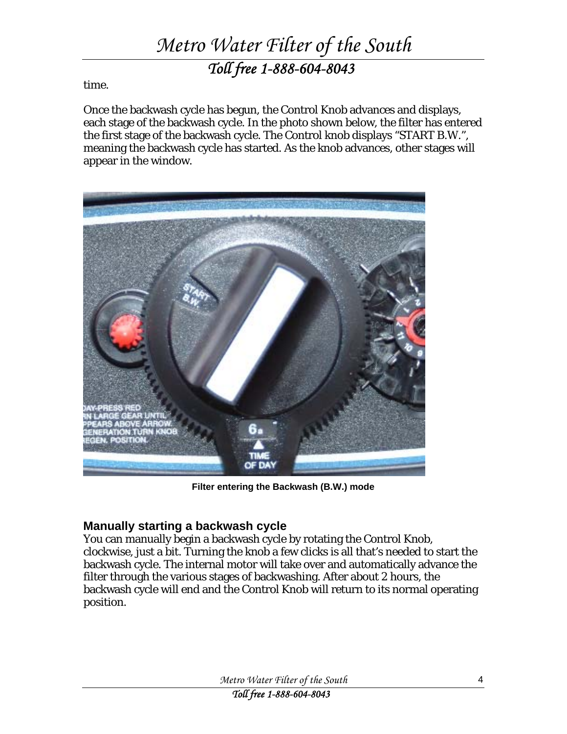time.

Once the backwash cycle has begun, the Control Knob advances and displays, each stage of the backwash cycle. In the photo shown below, the filter has entered the first stage of the backwash cycle. The Control knob displays "START B.W.", meaning the backwash cycle has started. As the knob advances, other stages will appear in the window.

**Filter entering the Backwash (B.W.) mode**

## Manually starting a backwash cycle

You can manually begin a backwash cycle by rotating the Control Knob, clockwise, just a bit. Turning the knob a few clicks is all that's needed to start the backwash cycle. The internal motor will take over and automatically advance the filter through the various stages of backwashing. After about 2 hours, the backwash cycle will end and the Control Knob will return to its normal operating position.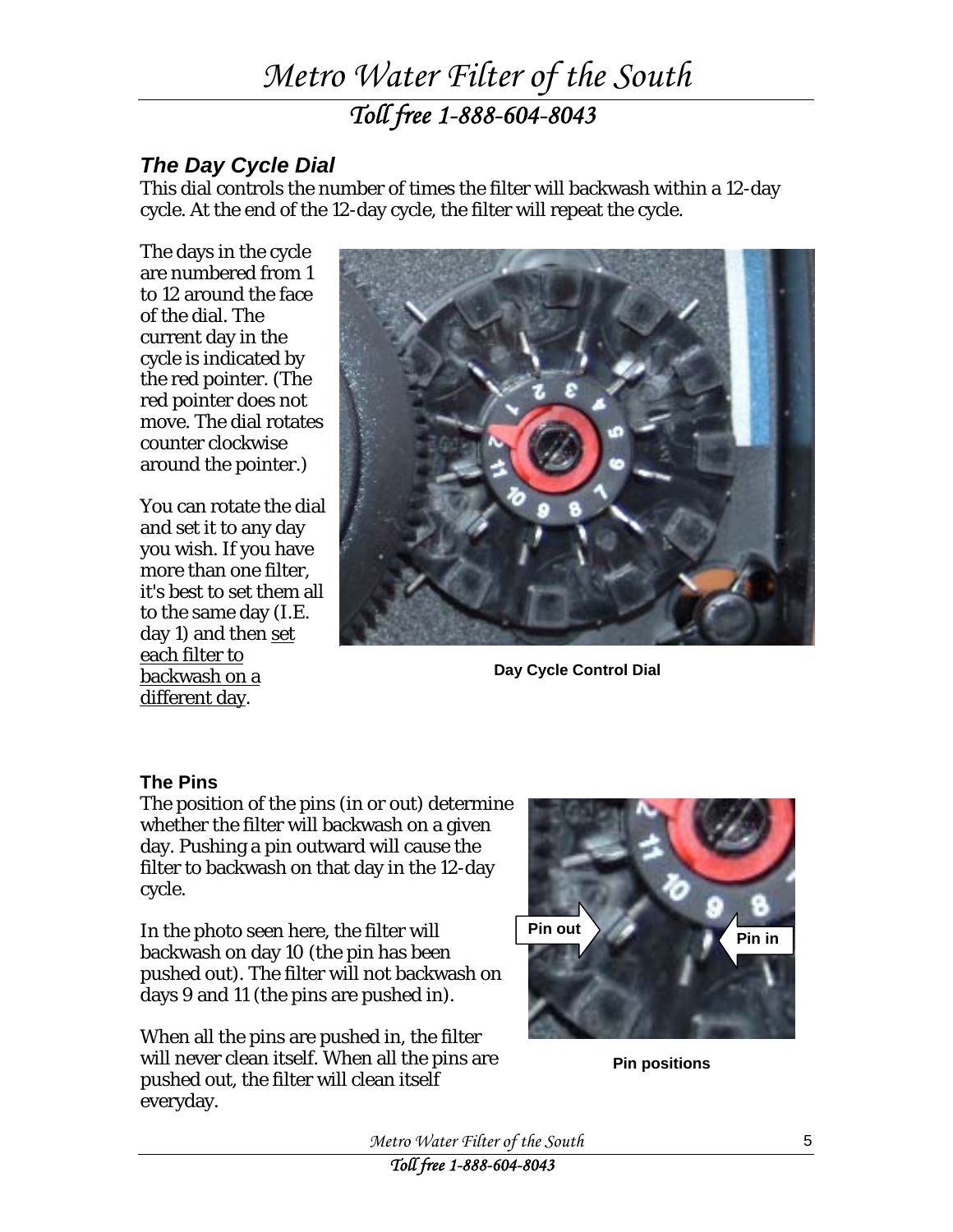## *The Day Cycle Dial*

This dial controls the number of times the filter will backwash within a 12-day cycle. At the end of the 12-day cycle, the filter will repeat the cycle.

The days in the cycle are numbered from 1 to 12 around the face of the dial. The current day in the cycle is indicated by the red pointer. (The red pointer does not move. The dial rotates counter clockwise around the pointer.)

You can rotate the dial and set it to any day you wish. If you have more than one filter, it's best to set them all to the same day (I.E. day 1) and then <u>set each filter to backwash on a different day</u>.

**Day Cycle Control Dial**

### The Pins

The position of the pins (in or out) determine whether the filter will backwash on a given day. Pushing a pin outward will cause the filter to backwash on that day in the 12-day cycle.

In the photo seen here, the filter will backwash on day 10 (the pin has been pushed out). The filter will not backwash on days 9 and 11 (the pins are pushed in).

When all the pins are pushed in, the filter will never clean itself. When all the pins are pushed out, the filter will clean itself everyday.

Pin out

Pin in

**Pin positions**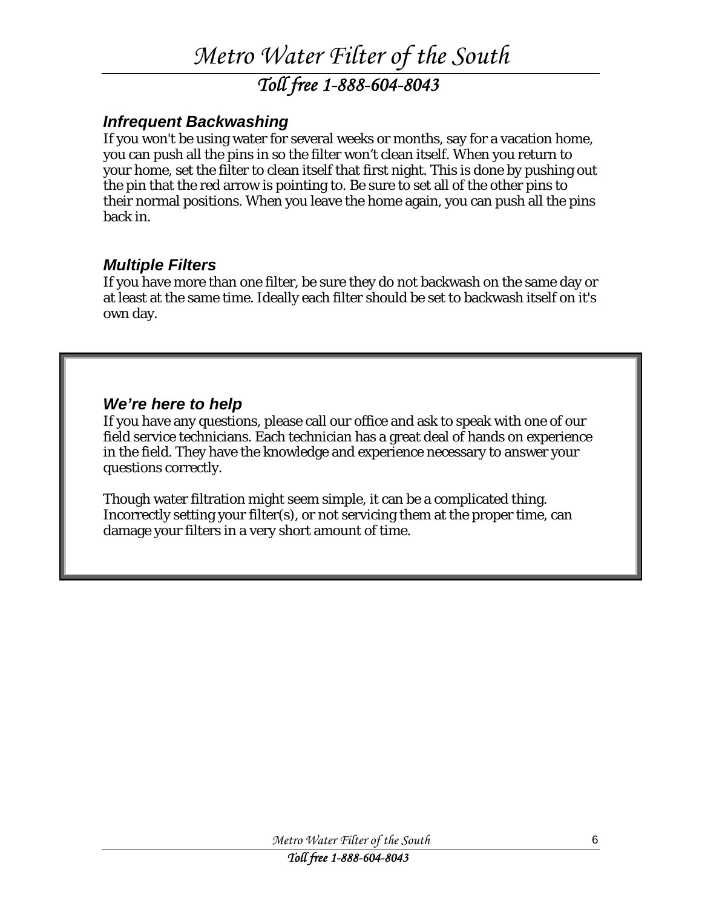### *Infrequent Backwashing*

If you won't be using water for several weeks or months, say for a vacation home, you can push all the pins in so the filter won't clean itself. When you return to your home, set the filter to clean itself that first night. This is done by pushing out the pin that the red arrow is pointing to. Be sure to set all of the other pins to their normal positions. When you leave the home again, you can push all the pins back in.

### *Multiple Filters*

If you have more than one filter, be sure they do not backwash on the same day or at least at the same time. Ideally each filter should be set to backwash itself on it's own day.

### *We're here to help*

If you have any questions, please call our office and ask to speak with one of our field service technicians. Each technician has a great deal of hands on experience in the field. They have the knowledge and experience necessary to answer your questions correctly.

Though water filtration might seem simple, it can be a complicated thing. Incorrectly setting your filter(s), or not servicing them at the proper time, can damage your filters in a very short amount of time.